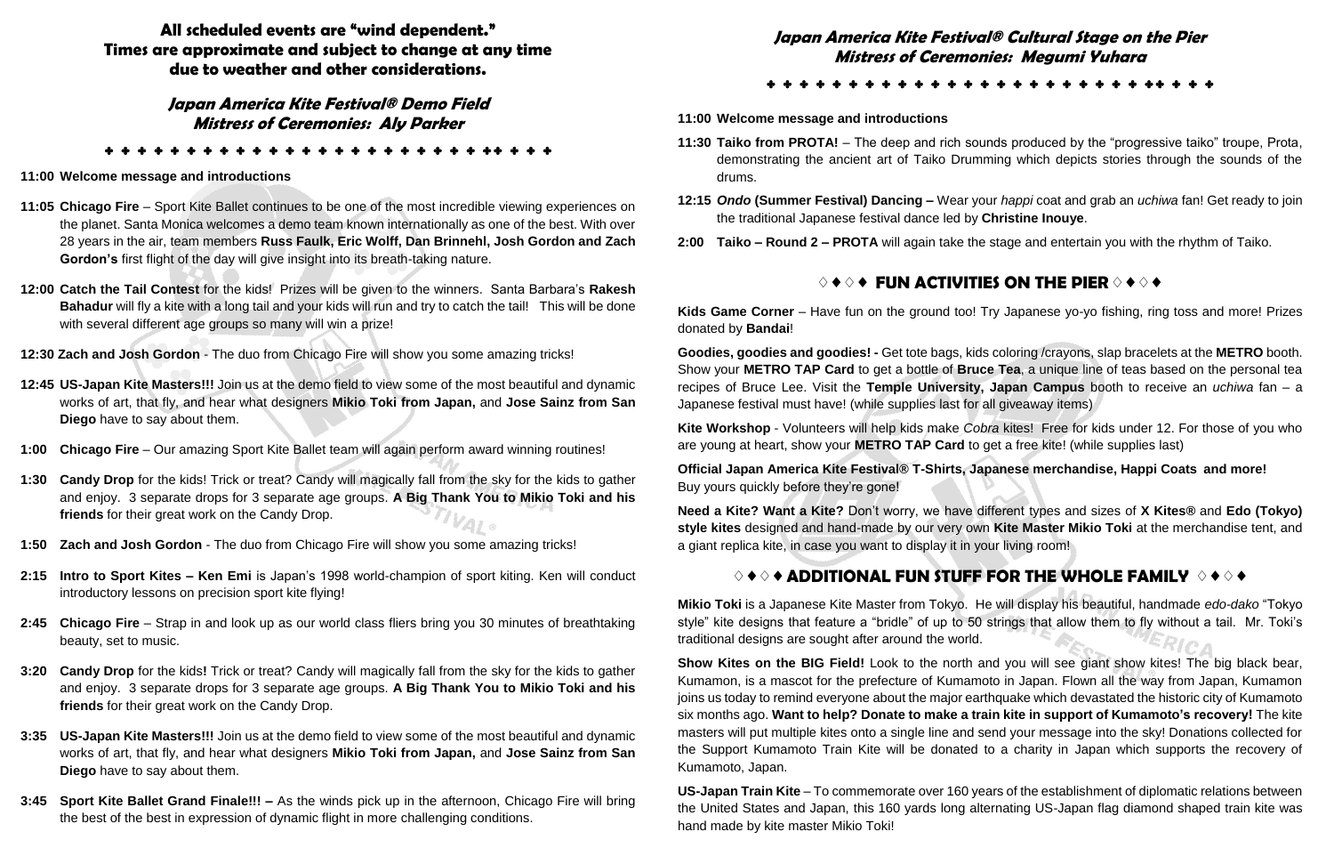**All scheduled events are "wind dependent." Times are approximate and subject to change at any time due to weather and other considerations.**

## Japan America Kite Festival® Demo Field
### Mistress of Ceremonies: Aly Parker

**11:00 Welcome message and introductions**

**11:05 Chicago Fire** – Sport Kite Ballet continues to be one of the most incredible viewing experiences on the planet. Santa Monica welcomes a demo team known internationally as one of the best. With over 28 years in the air, team members **Russ Faulk, Eric Wolff, Dan Brinnehl, Josh Gordon and Zach Gordon's** first flight of the day will give insight into its breath-taking nature.

**12:00 Catch the Tail Contest** for the kids! Prizes will be given to the winners. Santa Barbara's **Rakesh Bahadur** will fly a kite with a long tail and your kids will run and try to catch the tail! This will be done with several different age groups so many will win a prize!

**12:30 Zach and Josh Gordon** - The duo from Chicago Fire will show you some amazing tricks!

**12:45 US-Japan Kite Masters!!!** Join us at the demo field to view some of the most beautiful and dynamic works of art, that fly, and hear what designers **Mikio Toki from Japan,** and **Jose Sainz from San Diego** have to say about them.

**1:00 Chicago Fire** – Our amazing Sport Kite Ballet team will again perform award winning routines!

**1:30 Candy Drop** for the kids! Trick or treat? Candy will magically fall from the sky for the kids to gather and enjoy. 3 separate drops for 3 separate age groups. **A Big Thank You to Mikio Toki and his friends** for their great work on the Candy Drop.

**1:50 Zach and Josh Gordon** - The duo from Chicago Fire will show you some amazing tricks!

**2:15 Intro to Sport Kites – Ken Emi** is Japan's 1998 world-champion of sport kiting. Ken will conduct introductory lessons on precision sport kite flying!

**2:45 Chicago Fire** – Strap in and look up as our world class fliers bring you 30 minutes of breathtaking beauty, set to music.

**3:20 Candy Drop** for the kids**!** Trick or treat? Candy will magically fall from the sky for the kids to gather and enjoy. 3 separate drops for 3 separate age groups. **A Big Thank You to Mikio Toki and his friends** for their great work on the Candy Drop.

**3:35 US-Japan Kite Masters!!!** Join us at the demo field to view some of the most beautiful and dynamic works of art, that fly, and hear what designers **Mikio Toki from Japan,** and **Jose Sainz from San Diego** have to say about them.

**3:45 Sport Kite Ballet Grand Finale!!! –** As the winds pick up in the afternoon, Chicago Fire will bring the best of the best in expression of dynamic flight in more challenging conditions.

## Japan America Kite Festival® Cultural Stage on the Pier
### Mistress of Ceremonies: Megumi Yuhara

**11:00 Welcome message and introductions**

**11:30 Taiko from PROTA!** – The deep and rich sounds produced by the "progressive taiko" troupe, Prota, demonstrating the ancient art of Taiko Drumming which depicts stories through the sounds of the drums.

**12:15 *Ondo* (Summer Festival) Dancing –** Wear your *happi* coat and grab an *uchiwa* fan! Get ready to join the traditional Japanese festival dance led by **Christine Inouye**.

**2:00 Taiko – Round 2 – PROTA** will again take the stage and entertain you with the rhythm of Taiko.

## ◊ ♦ ◊ ♦ FUN ACTIVITIES ON THE PIER ◊ ♦ ◊ ♦

**Kids Game Corner** – Have fun on the ground too! Try Japanese yo-yo fishing, ring toss and more! Prizes donated by **Bandai**!

**Goodies, goodies and goodies! -** Get tote bags, kids coloring /crayons, slap bracelets at the **METRO** booth. Show your **METRO TAP Card** to get a bottle of **Bruce Tea**, a unique line of teas based on the personal tea recipes of Bruce Lee. Visit the **Temple University, Japan Campus** booth to receive an *uchiwa* fan – a Japanese festival must have! (while supplies last for all giveaway items)

**Kite Workshop** - Volunteers will help kids make *Cobra* kites! Free for kids under 12. For those of you who are young at heart, show your **METRO TAP Card** to get a free kite! (while supplies last)

**Official Japan America Kite Festival® T-Shirts, Japanese merchandise, Happi Coats and more!** Buy yours quickly before they're gone!

**Need a Kite? Want a Kite?** Don't worry, we have different types and sizes of **X Kites®** and **Edo (Tokyo) style kites** designed and hand-made by our very own **Kite Master Mikio Toki** at the merchandise tent, and a giant replica kite, in case you want to display it in your living room!

## ◊ ♦ ◊ ♦ ADDITIONAL FUN STUFF FOR THE WHOLE FAMILY ◊ ♦ ◊ ♦

**Mikio Toki** is a Japanese Kite Master from Tokyo. He will display his beautiful, handmade *edo-dako* "Tokyo style" kite designs that feature a "bridle" of up to 50 strings that allow them to fly without a tail. Mr. Toki's traditional designs are sought after around the world.

**Show Kites on the BIG Field!** Look to the north and you will see giant show kites! The big black bear, Kumamon, is a mascot for the prefecture of Kumamoto in Japan. Flown all the way from Japan, Kumamon joins us today to remind everyone about the major earthquake which devastated the historic city of Kumamoto six months ago. **Want to help? Donate to make a train kite in support of Kumamoto's recovery!** The kite masters will put multiple kites onto a single line and send your message into the sky! Donations collected for the Support Kumamoto Train Kite will be donated to a charity in Japan which supports the recovery of Kumamoto, Japan.

**US-Japan Train Kite** – To commemorate over 160 years of the establishment of diplomatic relations between the United States and Japan, this 160 yards long alternating US-Japan flag diamond shaped train kite was hand made by kite master Mikio Toki!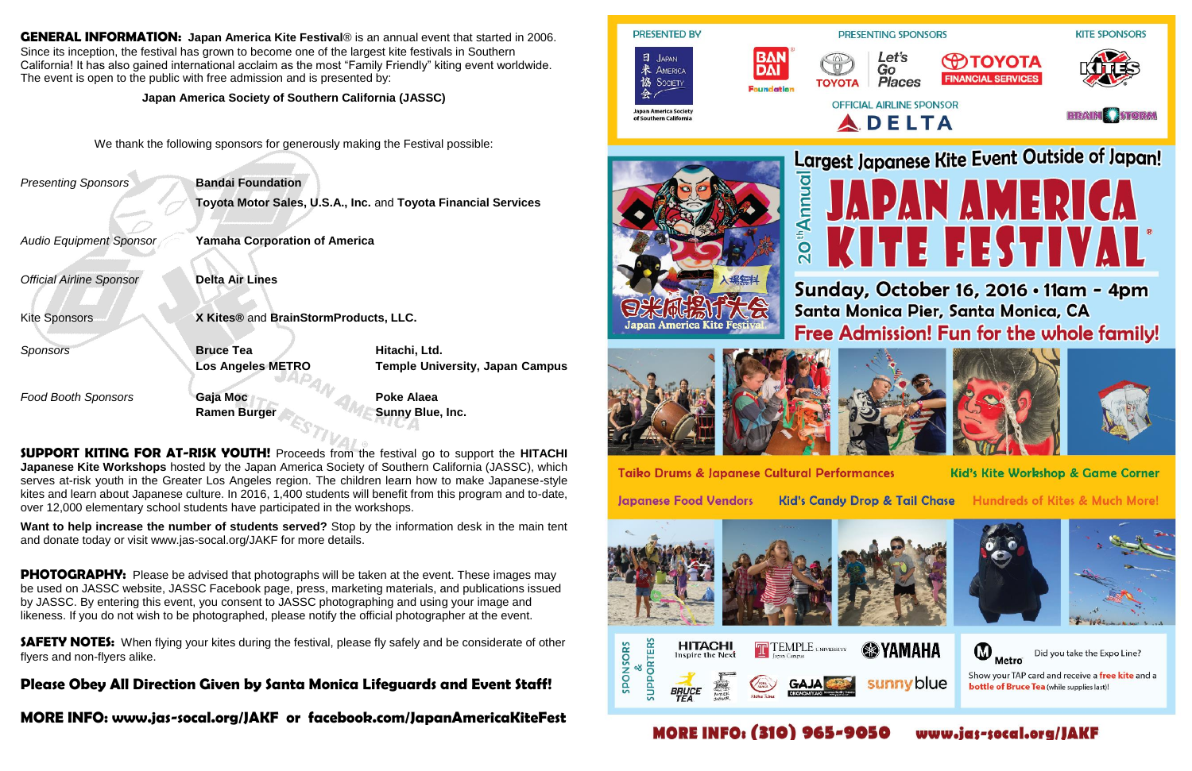**GENERAL INFORMATION:** **Japan America Kite Festival**® is an annual event that started in 2006. Since its inception, the festival has grown to become one of the largest kite festivals in Southern California! It has also gained international acclaim as the most "Family Friendly" kiting event worldwide. The event is open to the public with free admission and is presented by:

**Japan America Society of Southern California (JASSC)**

We thank the following sponsors for generously making the Festival possible:

| | | |
|---|---|---|
| *Presenting Sponsors* | **Bandai Foundation** | |
| | **Toyota Motor Sales, U.S.A., Inc.** and **Toyota Financial Services** | |
| *Audio Equipment Sponsor* | **Yamaha Corporation of America** | |
| *Official Airline Sponsor* | **Delta Air Lines** | |
| Kite Sponsors | **X Kites®** and **BrainStormProducts, LLC.** | |
| *Sponsors* | **Bruce Tea** | **Hitachi, Ltd.** |
| | **Los Angeles METRO** | **Temple University, Japan Campus** |
| *Food Booth Sponsors* | **Gaja Moc** | **Poke Alaea** |
| | **Ramen Burger** | **Sunny Blue, Inc.** |

**SUPPORT KITING FOR AT-RISK YOUTH!** Proceeds from the festival go to support the **HITACHI Japanese Kite Workshops** hosted by the Japan America Society of Southern California (JASSC), which serves at-risk youth in the Greater Los Angeles region. The children learn how to make Japanese-style kites and learn about Japanese culture. In 2016, 1,400 students will benefit from this program and to-date, over 12,000 elementary school students have participated in the workshops.

**Want to help increase the number of students served?** Stop by the information desk in the main tent and donate today or visit www.jas-socal.org/JAKF for more details.

**PHOTOGRAPHY:** Please be advised that photographs will be taken at the event. These images may be used on JASSC website, JASSC Facebook page, press, marketing materials, and publications issued by JASSC. By entering this event, you consent to JASSC photographing and using your image and likeness. If you do not wish to be photographed, please notify the official photographer at the event.

**SAFETY NOTES:** When flying your kites during the festival, please fly safely and be considerate of other flyers and non-flyers alike.

**Please Obey All Direction Given by Santa Monica Lifeguards and Event Staff!**

**MORE INFO: www.jas-socal.org/JAKF or facebook.com/JapanAmericaKiteFest**

PRESENTED BY: Japan America Society of Southern California

PRESENTING SPONSORS: BANDAI Foundation, TOYOTA Let's Go Places, TOYOTA FINANCIAL SERVICES

KITE SPONSORS: X KITES, BRAIN STORM

OFFICIAL AIRLINE SPONSOR: DELTA

# Largest Japanese Kite Event Outside of Japan!

## 20th Annual JAPAN AMERICA KITE FESTIVAL®

日米凧揚げ大会 Japan America Kite Festival

入場無料

**Sunday, October 16, 2016 • 11am - 4pm**

**Santa Monica Pier, Santa Monica, CA**

**Free Admission! Fun for the whole family!**

Taiko Drums & Japanese Cultural Performances
Kid's Kite Workshop & Game Corner
Japanese Food Vendors
Kid's Candy Drop & Tail Chase
Hundreds of Kites & Much More!

SPONSORS & SUPPORTERS: HITACHI Inspire the Next, TEMPLE UNIVERSITY Japan Campus, YAMAHA, BRUCE TEA, Ramen Burger, Poke Alaea, GAJA Okonomiyaki, sunnyblue

Metro — Did you take the Expo Line? Show your TAP card and receive a **free kite** and a **bottle of Bruce Tea** (while supplies last)!

**MORE INFO: (310) 965-9050 www.jas-socal.org/JAKF**